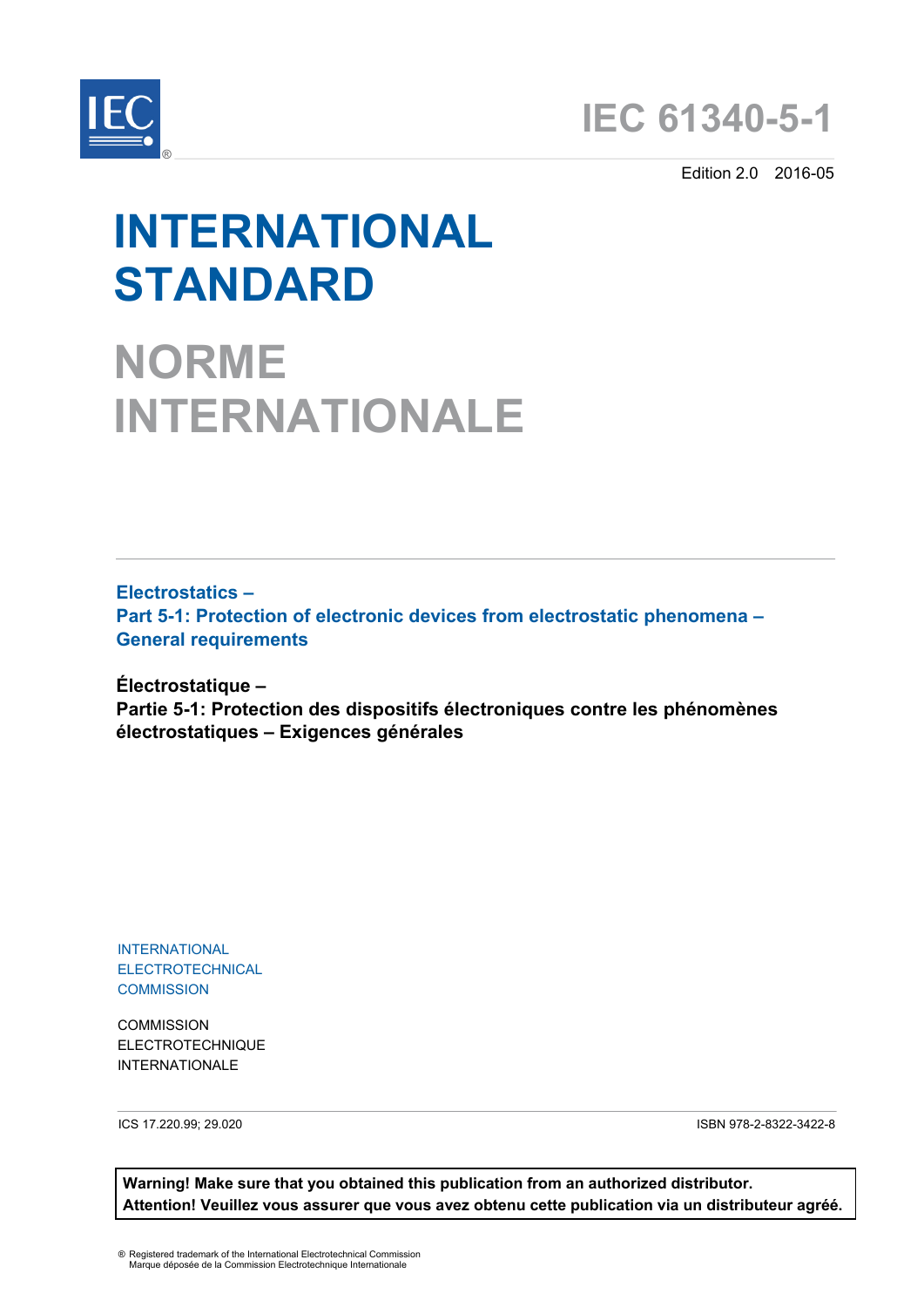# IEC 61340-5-1

Edition 2.0 2016-05

# INTERNATIONAL STANDARD

# NORME INTERNATIONALE

**Electrostatics –**
**Part 5-1: Protection of electronic devices from electrostatic phenomena –**
**General requirements**

**Électrostatique –**
**Partie 5-1: Protection des dispositifs électroniques contre les phénomènes électrostatiques – Exigences générales**

INTERNATIONAL
ELECTROTECHNICAL
COMMISSION

COMMISSION
ELECTROTECHNIQUE
INTERNATIONALE

ICS 17.220.99; 29.020

ISBN 978-2-8322-3422-8

**Warning! Make sure that you obtained this publication from an authorized distributor.**
**Attention! Veuillez vous assurer que vous avez obtenu cette publication via un distributeur agréé.**

® Registered trademark of the International Electrotechnical Commission
Marque déposée de la Commission Electrotechnique Internationale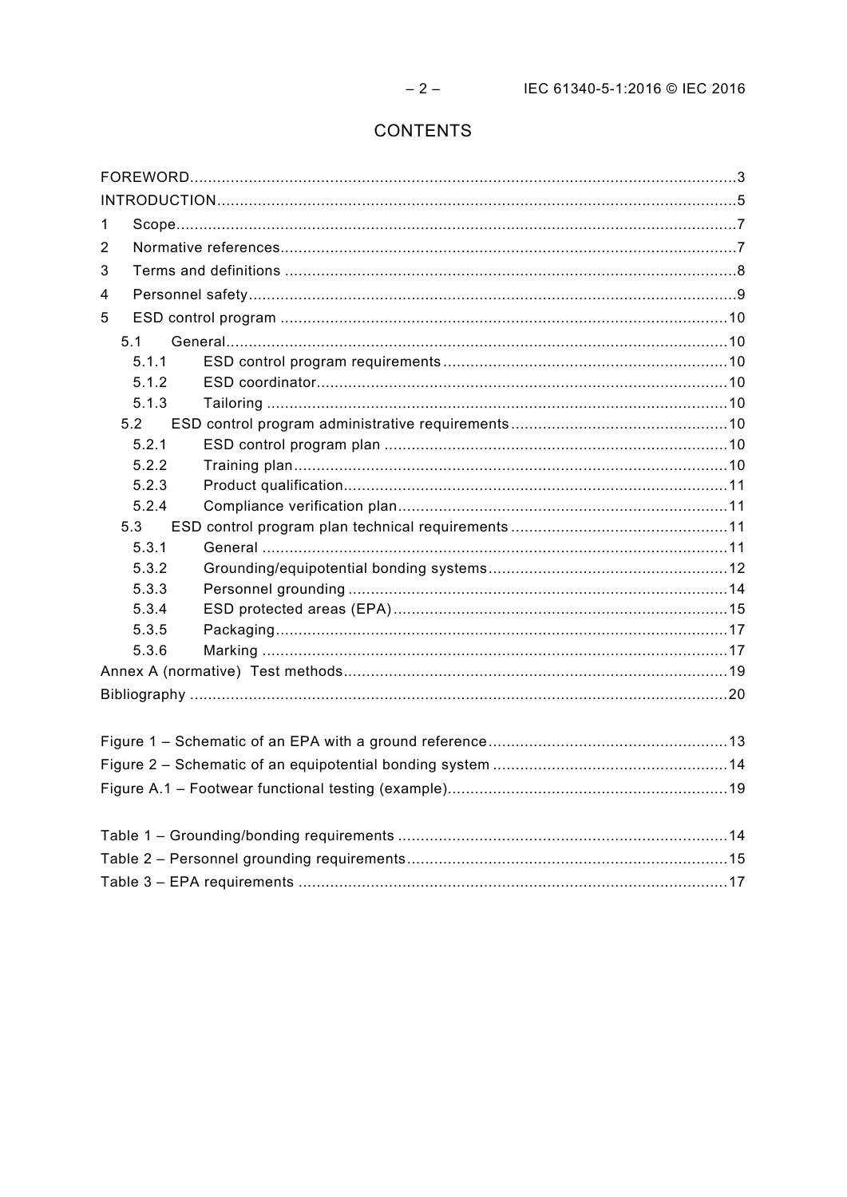# CONTENTS

FOREWORD ........................................................................................................................ 3
INTRODUCTION .................................................................................................................. 5
1 Scope ............................................................................................................................ 7
2 Normative references ..................................................................................................... 7
3 Terms and definitions ..................................................................................................... 8
4 Personnel safety ............................................................................................................. 9
5 ESD control program .................................................................................................... 10
 5.1 General ................................................................................................................ 10
  5.1.1 ESD control program requirements ................................................................ 10
  5.1.2 ESD coordinator ............................................................................................ 10
  5.1.3 Tailoring ....................................................................................................... 10
 5.2 ESD control program administrative requirements ................................................. 10
  5.2.1 ESD control program plan ............................................................................. 10
  5.2.2 Training plan ................................................................................................. 10
  5.2.3 Product qualification ..................................................................................... 11
  5.2.4 Compliance verification plan .......................................................................... 11
 5.3 ESD control program plan technical requirements ................................................. 11
  5.3.1 General ........................................................................................................ 11
  5.3.2 Grounding/equipotential bonding systems ...................................................... 12
  5.3.3 Personnel grounding ..................................................................................... 14
  5.3.4 ESD protected areas (EPA) ........................................................................... 15
  5.3.5 Packaging ..................................................................................................... 17
  5.3.6 Marking ........................................................................................................ 17
Annex A (normative) Test methods ..................................................................................... 19
Bibliography ...................................................................................................................... 20

Figure 1 – Schematic of an EPA with a ground reference ..................................................... 13
Figure 2 – Schematic of an equipotential bonding system .................................................... 14
Figure A.1 – Footwear functional testing (example) .............................................................. 19

Table 1 – Grounding/bonding requirements ......................................................................... 14
Table 2 – Personnel grounding requirements ....................................................................... 15
Table 3 – EPA requirements ............................................................................................... 17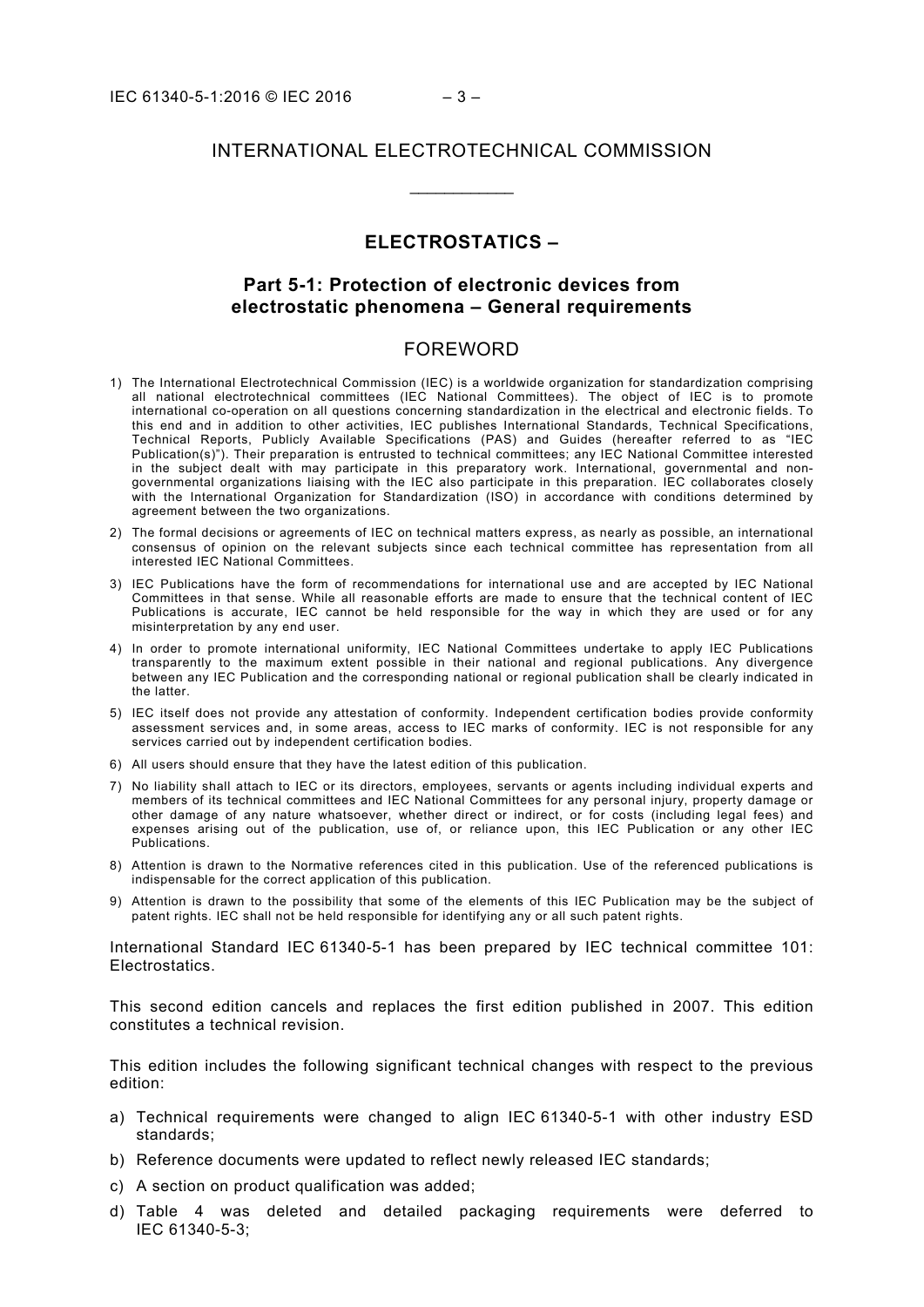# INTERNATIONAL ELECTROTECHNICAL COMMISSION

____________

## ELECTROSTATICS –

## Part 5-1: Protection of electronic devices from electrostatic phenomena – General requirements

## FOREWORD

1) The International Electrotechnical Commission (IEC) is a worldwide organization for standardization comprising all national electrotechnical committees (IEC National Committees). The object of IEC is to promote international co-operation on all questions concerning standardization in the electrical and electronic fields. To this end and in addition to other activities, IEC publishes International Standards, Technical Specifications, Technical Reports, Publicly Available Specifications (PAS) and Guides (hereafter referred to as "IEC Publication(s)"). Their preparation is entrusted to technical committees; any IEC National Committee interested in the subject dealt with may participate in this preparatory work. International, governmental and non-governmental organizations liaising with the IEC also participate in this preparation. IEC collaborates closely with the International Organization for Standardization (ISO) in accordance with conditions determined by agreement between the two organizations.
2) The formal decisions or agreements of IEC on technical matters express, as nearly as possible, an international consensus of opinion on the relevant subjects since each technical committee has representation from all interested IEC National Committees.
3) IEC Publications have the form of recommendations for international use and are accepted by IEC National Committees in that sense. While all reasonable efforts are made to ensure that the technical content of IEC Publications is accurate, IEC cannot be held responsible for the way in which they are used or for any misinterpretation by any end user.
4) In order to promote international uniformity, IEC National Committees undertake to apply IEC Publications transparently to the maximum extent possible in their national and regional publications. Any divergence between any IEC Publication and the corresponding national or regional publication shall be clearly indicated in the latter.
5) IEC itself does not provide any attestation of conformity. Independent certification bodies provide conformity assessment services and, in some areas, access to IEC marks of conformity. IEC is not responsible for any services carried out by independent certification bodies.
6) All users should ensure that they have the latest edition of this publication.
7) No liability shall attach to IEC or its directors, employees, servants or agents including individual experts and members of its technical committees and IEC National Committees for any personal injury, property damage or other damage of any nature whatsoever, whether direct or indirect, or for costs (including legal fees) and expenses arising out of the publication, use of, or reliance upon, this IEC Publication or any other IEC Publications.
8) Attention is drawn to the Normative references cited in this publication. Use of the referenced publications is indispensable for the correct application of this publication.
9) Attention is drawn to the possibility that some of the elements of this IEC Publication may be the subject of patent rights. IEC shall not be held responsible for identifying any or all such patent rights.

International Standard IEC 61340-5-1 has been prepared by IEC technical committee 101: Electrostatics.

This second edition cancels and replaces the first edition published in 2007. This edition constitutes a technical revision.

This edition includes the following significant technical changes with respect to the previous edition:

a) Technical requirements were changed to align IEC 61340-5-1 with other industry ESD standards;
b) Reference documents were updated to reflect newly released IEC standards;
c) A section on product qualification was added;
d) Table 4 was deleted and detailed packaging requirements were deferred to IEC 61340-5-3;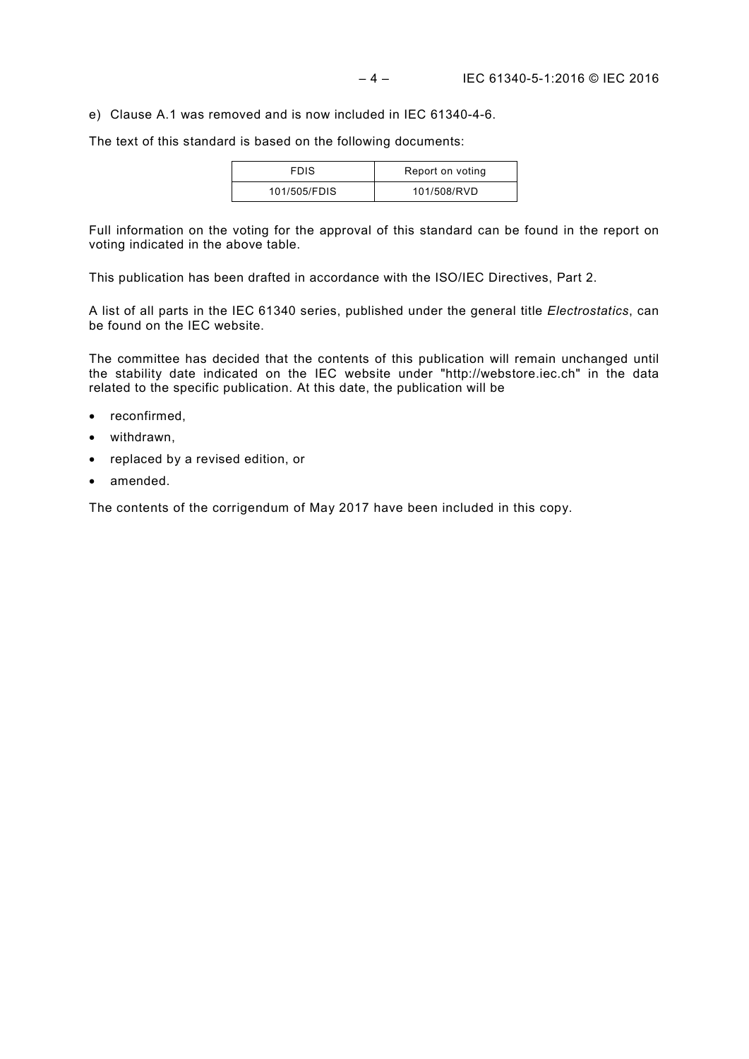e) Clause A.1 was removed and is now included in IEC 61340-4-6.

The text of this standard is based on the following documents:

| FDIS | Report on voting |
| --- | --- |
| 101/505/FDIS | 101/508/RVD |

Full information on the voting for the approval of this standard can be found in the report on voting indicated in the above table.

This publication has been drafted in accordance with the ISO/IEC Directives, Part 2.

A list of all parts in the IEC 61340 series, published under the general title *Electrostatics*, can be found on the IEC website.

The committee has decided that the contents of this publication will remain unchanged until the stability date indicated on the IEC website under "http://webstore.iec.ch" in the data related to the specific publication. At this date, the publication will be

- reconfirmed,
- withdrawn,
- replaced by a revised edition, or
- amended.

The contents of the corrigendum of May 2017 have been included in this copy.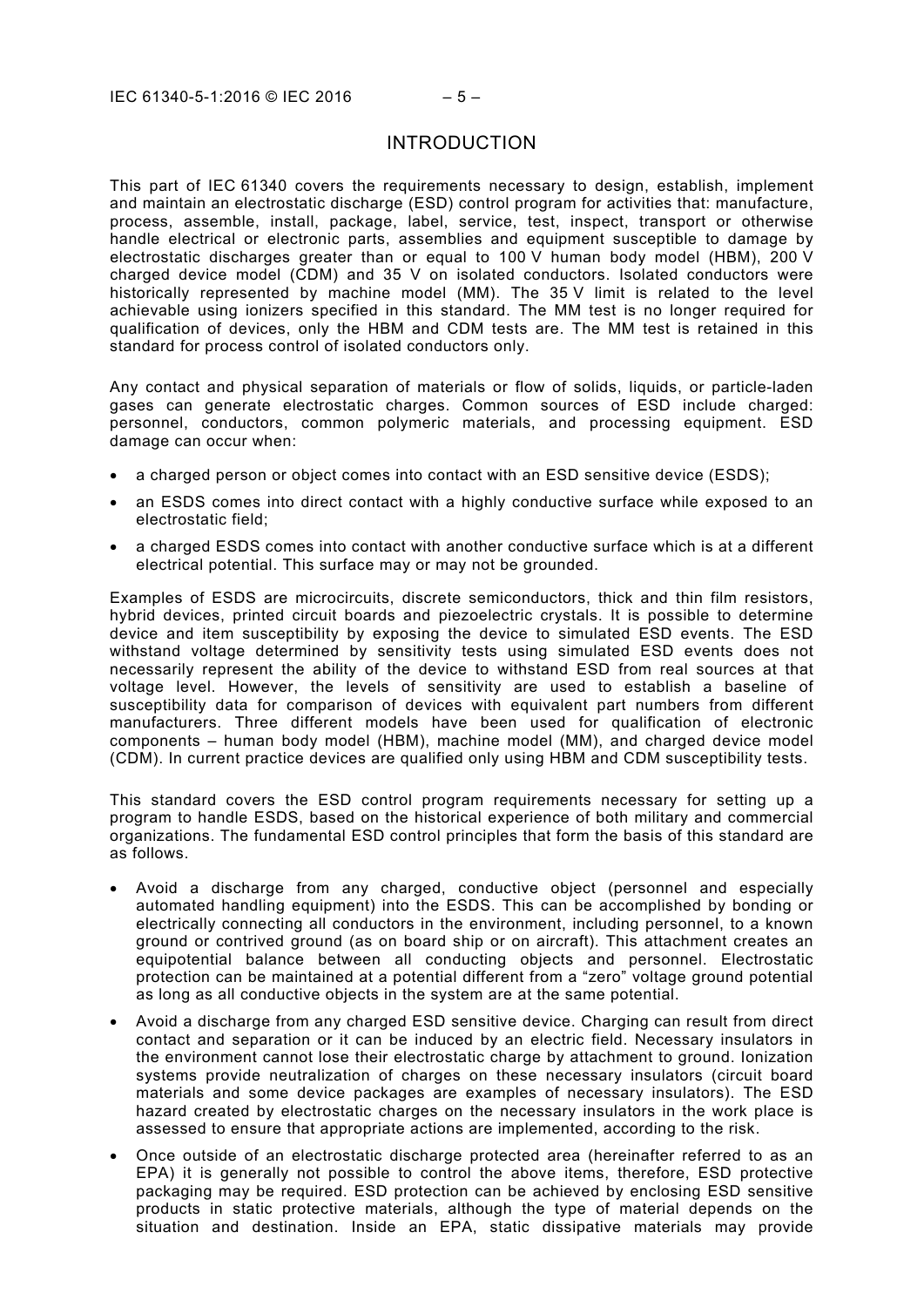## INTRODUCTION

This part of IEC 61340 covers the requirements necessary to design, establish, implement and maintain an electrostatic discharge (ESD) control program for activities that: manufacture, process, assemble, install, package, label, service, test, inspect, transport or otherwise handle electrical or electronic parts, assemblies and equipment susceptible to damage by electrostatic discharges greater than or equal to 100 V human body model (HBM), 200 V charged device model (CDM) and 35 V on isolated conductors. Isolated conductors were historically represented by machine model (MM). The 35 V limit is related to the level achievable using ionizers specified in this standard. The MM test is no longer required for qualification of devices, only the HBM and CDM tests are. The MM test is retained in this standard for process control of isolated conductors only.

Any contact and physical separation of materials or flow of solids, liquids, or particle-laden gases can generate electrostatic charges. Common sources of ESD include charged: personnel, conductors, common polymeric materials, and processing equipment. ESD damage can occur when:

- a charged person or object comes into contact with an ESD sensitive device (ESDS);
- an ESDS comes into direct contact with a highly conductive surface while exposed to an electrostatic field;
- a charged ESDS comes into contact with another conductive surface which is at a different electrical potential. This surface may or may not be grounded.

Examples of ESDS are microcircuits, discrete semiconductors, thick and thin film resistors, hybrid devices, printed circuit boards and piezoelectric crystals. It is possible to determine device and item susceptibility by exposing the device to simulated ESD events. The ESD withstand voltage determined by sensitivity tests using simulated ESD events does not necessarily represent the ability of the device to withstand ESD from real sources at that voltage level. However, the levels of sensitivity are used to establish a baseline of susceptibility data for comparison of devices with equivalent part numbers from different manufacturers. Three different models have been used for qualification of electronic components – human body model (HBM), machine model (MM), and charged device model (CDM). In current practice devices are qualified only using HBM and CDM susceptibility tests.

This standard covers the ESD control program requirements necessary for setting up a program to handle ESDS, based on the historical experience of both military and commercial organizations. The fundamental ESD control principles that form the basis of this standard are as follows.

- Avoid a discharge from any charged, conductive object (personnel and especially automated handling equipment) into the ESDS. This can be accomplished by bonding or electrically connecting all conductors in the environment, including personnel, to a known ground or contrived ground (as on board ship or on aircraft). This attachment creates an equipotential balance between all conducting objects and personnel. Electrostatic protection can be maintained at a potential different from a "zero" voltage ground potential as long as all conductive objects in the system are at the same potential.
- Avoid a discharge from any charged ESD sensitive device. Charging can result from direct contact and separation or it can be induced by an electric field. Necessary insulators in the environment cannot lose their electrostatic charge by attachment to ground. Ionization systems provide neutralization of charges on these necessary insulators (circuit board materials and some device packages are examples of necessary insulators). The ESD hazard created by electrostatic charges on the necessary insulators in the work place is assessed to ensure that appropriate actions are implemented, according to the risk.
- Once outside of an electrostatic discharge protected area (hereinafter referred to as an EPA) it is generally not possible to control the above items, therefore, ESD protective packaging may be required. ESD protection can be achieved by enclosing ESD sensitive products in static protective materials, although the type of material depends on the situation and destination. Inside an EPA, static dissipative materials may provide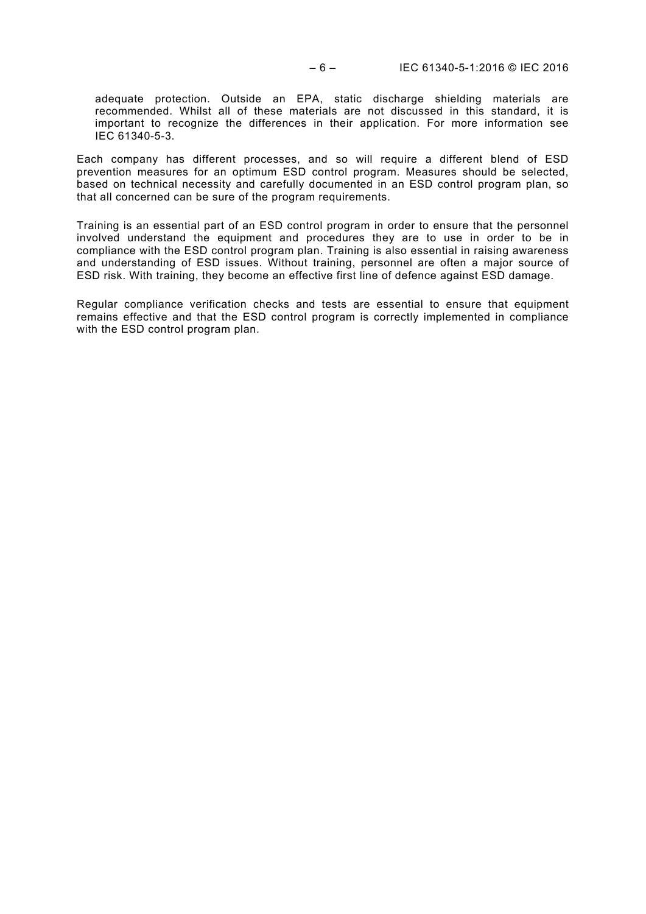adequate protection. Outside an EPA, static discharge shielding materials are recommended. Whilst all of these materials are not discussed in this standard, it is important to recognize the differences in their application. For more information see IEC 61340-5-3.

Each company has different processes, and so will require a different blend of ESD prevention measures for an optimum ESD control program. Measures should be selected, based on technical necessity and carefully documented in an ESD control program plan, so that all concerned can be sure of the program requirements.

Training is an essential part of an ESD control program in order to ensure that the personnel involved understand the equipment and procedures they are to use in order to be in compliance with the ESD control program plan. Training is also essential in raising awareness and understanding of ESD issues. Without training, personnel are often a major source of ESD risk. With training, they become an effective first line of defence against ESD damage.

Regular compliance verification checks and tests are essential to ensure that equipment remains effective and that the ESD control program is correctly implemented in compliance with the ESD control program plan.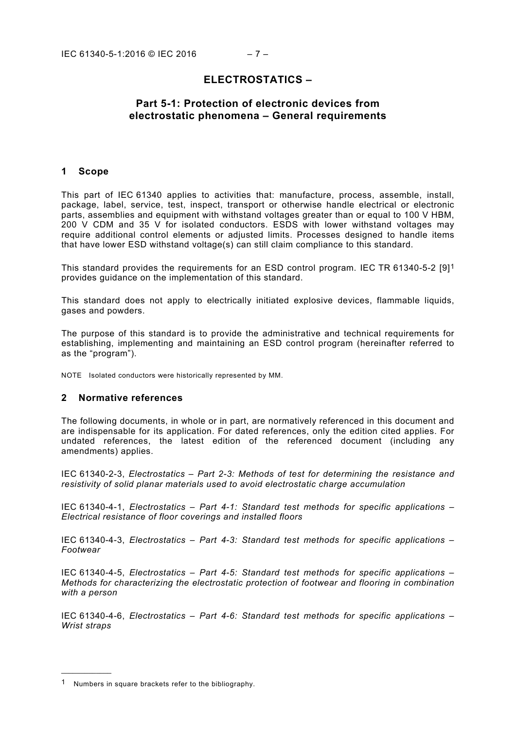# ELECTROSTATICS –

## Part 5-1: Protection of electronic devices from electrostatic phenomena – General requirements

## 1 Scope

This part of IEC 61340 applies to activities that: manufacture, process, assemble, install, package, label, service, test, inspect, transport or otherwise handle electrical or electronic parts, assemblies and equipment with withstand voltages greater than or equal to 100 V HBM, 200 V CDM and 35 V for isolated conductors. ESDS with lower withstand voltages may require additional control elements or adjusted limits. Processes designed to handle items that have lower ESD withstand voltage(s) can still claim compliance to this standard.

This standard provides the requirements for an ESD control program. IEC TR 61340-5-2 [9][1] provides guidance on the implementation of this standard.

This standard does not apply to electrically initiated explosive devices, flammable liquids, gases and powders.

The purpose of this standard is to provide the administrative and technical requirements for establishing, implementing and maintaining an ESD control program (hereinafter referred to as the "program").

NOTE Isolated conductors were historically represented by MM.

## 2 Normative references

The following documents, in whole or in part, are normatively referenced in this document and are indispensable for its application. For dated references, only the edition cited applies. For undated references, the latest edition of the referenced document (including any amendments) applies.

IEC 61340-2-3, *Electrostatics – Part 2-3: Methods of test for determining the resistance and resistivity of solid planar materials used to avoid electrostatic charge accumulation*

IEC 61340-4-1, *Electrostatics – Part 4-1: Standard test methods for specific applications – Electrical resistance of floor coverings and installed floors*

IEC 61340-4-3, *Electrostatics – Part 4-3: Standard test methods for specific applications – Footwear*

IEC 61340-4-5, *Electrostatics – Part 4-5: Standard test methods for specific applications – Methods for characterizing the electrostatic protection of footwear and flooring in combination with a person*

IEC 61340-4-6, *Electrostatics – Part 4-6: Standard test methods for specific applications – Wrist straps*

---

[1] Numbers in square brackets refer to the bibliography.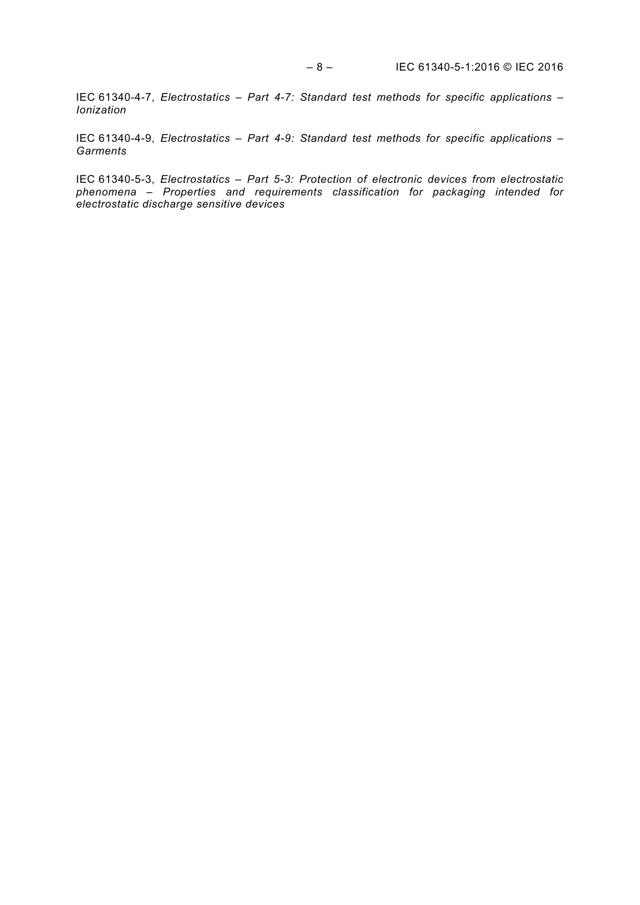IEC 61340-4-7, *Electrostatics – Part 4-7: Standard test methods for specific applications – Ionization*

IEC 61340-4-9, *Electrostatics – Part 4-9: Standard test methods for specific applications – Garments*

IEC 61340-5-3, *Electrostatics – Part 5-3: Protection of electronic devices from electrostatic phenomena – Properties and requirements classification for packaging intended for electrostatic discharge sensitive devices*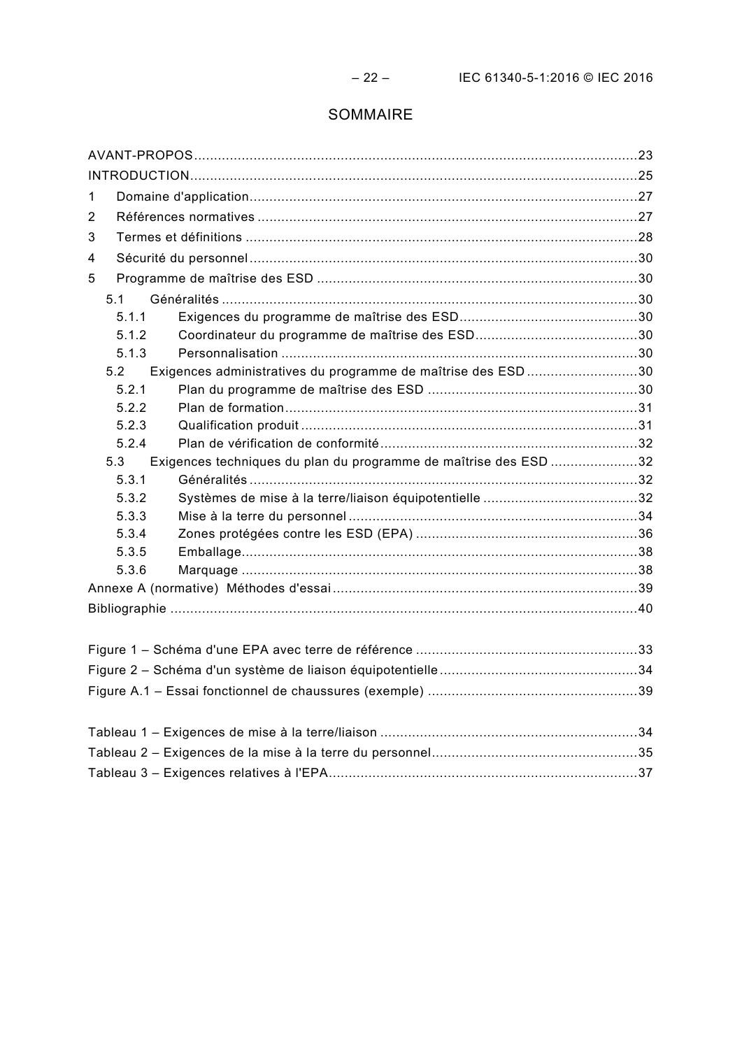# SOMMAIRE

AVANT-PROPOS .......................................................................................................... 23
INTRODUCTION .......................................................................................................... 25
1 Domaine d'application ............................................................................................. 27
2 Références normatives ............................................................................................. 27
3 Termes et définitions ............................................................................................... 28
4 Sécurité du personnel .............................................................................................. 30
5 Programme de maîtrise des ESD .............................................................................. 30
  5.1 Généralités ......................................................................................................... 30
    5.1.1 Exigences du programme de maîtrise des ESD .............................................. 30
    5.1.2 Coordinateur du programme de maîtrise des ESD .......................................... 30
    5.1.3 Personnalisation ........................................................................................... 30
  5.2 Exigences administratives du programme de maîtrise des ESD ............................ 30
    5.2.1 Plan du programme de maîtrise des ESD ...................................................... 30
    5.2.2 Plan de formation .......................................................................................... 31
    5.2.3 Qualification produit ...................................................................................... 31
    5.2.4 Plan de vérification de conformité .................................................................. 32
  5.3 Exigences techniques du plan du programme de maîtrise des ESD ....................... 32
    5.3.1 Généralités ................................................................................................... 32
    5.3.2 Systèmes de mise à la terre/liaison équipotentielle ......................................... 32
    5.3.3 Mise à la terre du personnel .......................................................................... 34
    5.3.4 Zones protégées contre les ESD (EPA) .......................................................... 36
    5.3.5 Emballage ..................................................................................................... 38
    5.3.6 Marquage ..................................................................................................... 38
Annexe A (normative) Méthodes d'essai ...................................................................... 39
Bibliographie .............................................................................................................. 40

Figure 1 – Schéma d'une EPA avec terre de référence .................................................. 33
Figure 2 – Schéma d'un système de liaison équipotentielle ............................................ 34
Figure A.1 – Essai fonctionnel de chaussures (exemple) ............................................... 39

Tableau 1 – Exigences de mise à la terre/liaison ........................................................... 34
Tableau 2 – Exigences de la mise à la terre du personnel .............................................. 35
Tableau 3 – Exigences relatives à l'EPA ....................................................................... 37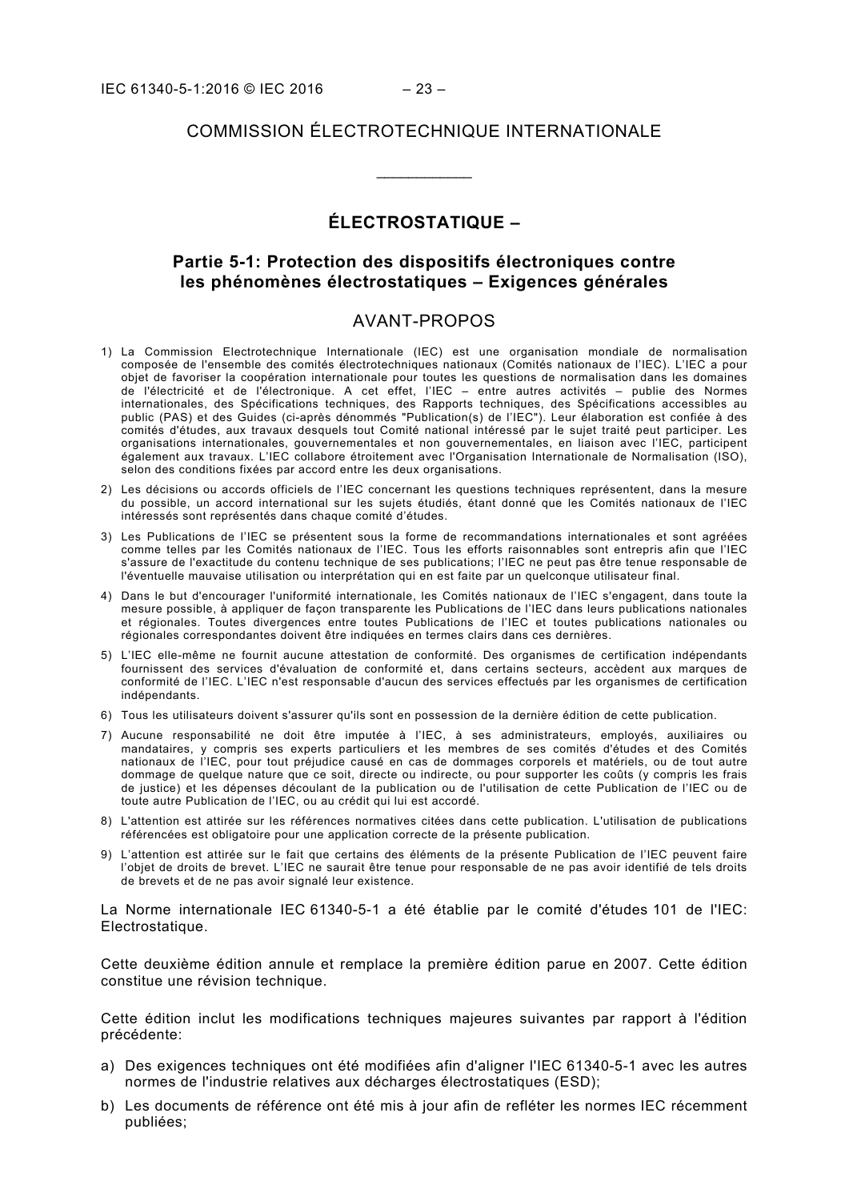COMMISSION ÉLECTROTECHNIQUE INTERNATIONALE

\_\_\_\_\_\_\_\_\_\_\_\_

# ÉLECTROSTATIQUE –

## Partie 5-1: Protection des dispositifs électroniques contre les phénomènes électrostatiques – Exigences générales

## AVANT-PROPOS

1) La Commission Electrotechnique Internationale (IEC) est une organisation mondiale de normalisation composée de l'ensemble des comités électrotechniques nationaux (Comités nationaux de l'IEC). L'IEC a pour objet de favoriser la coopération internationale pour toutes les questions de normalisation dans les domaines de l'électricité et de l'électronique. A cet effet, l'IEC – entre autres activités – publie des Normes internationales, des Spécifications techniques, des Rapports techniques, des Spécifications accessibles au public (PAS) et des Guides (ci-après dénommés "Publication(s) de l'IEC"). Leur élaboration est confiée à des comités d'études, aux travaux desquels tout Comité national intéressé par le sujet traité peut participer. Les organisations internationales, gouvernementales et non gouvernementales, en liaison avec l'IEC, participent également aux travaux. L'IEC collabore étroitement avec l'Organisation Internationale de Normalisation (ISO), selon des conditions fixées par accord entre les deux organisations.
2) Les décisions ou accords officiels de l'IEC concernant les questions techniques représentent, dans la mesure du possible, un accord international sur les sujets étudiés, étant donné que les Comités nationaux de l'IEC intéressés sont représentés dans chaque comité d'études.
3) Les Publications de l'IEC se présentent sous la forme de recommandations internationales et sont agréées comme telles par les Comités nationaux de l'IEC. Tous les efforts raisonnables sont entrepris afin que l'IEC s'assure de l'exactitude du contenu technique de ses publications; l'IEC ne peut pas être tenue responsable de l'éventuelle mauvaise utilisation ou interprétation qui en est faite par un quelconque utilisateur final.
4) Dans le but d'encourager l'uniformité internationale, les Comités nationaux de l'IEC s'engagent, dans toute la mesure possible, à appliquer de façon transparente les Publications de l'IEC dans leurs publications nationales et régionales. Toutes divergences entre toutes Publications de l'IEC et toutes publications nationales ou régionales correspondantes doivent être indiquées en termes clairs dans ces dernières.
5) L'IEC elle-même ne fournit aucune attestation de conformité. Des organismes de certification indépendants fournissent des services d'évaluation de conformité et, dans certains secteurs, accèdent aux marques de conformité de l'IEC. L'IEC n'est responsable d'aucun des services effectués par les organismes de certification indépendants.
6) Tous les utilisateurs doivent s'assurer qu'ils sont en possession de la dernière édition de cette publication.
7) Aucune responsabilité ne doit être imputée à l'IEC, à ses administrateurs, employés, auxiliaires ou mandataires, y compris ses experts particuliers et les membres de ses comités d'études et des Comités nationaux de l'IEC, pour tout préjudice causé en cas de dommages corporels et matériels, ou de tout autre dommage de quelque nature que ce soit, directe ou indirecte, ou pour supporter les coûts (y compris les frais de justice) et les dépenses découlant de la publication ou de l'utilisation de cette Publication de l'IEC ou de toute autre Publication de l'IEC, ou au crédit qui lui est accordé.
8) L'attention est attirée sur les références normatives citées dans cette publication. L'utilisation de publications référencées est obligatoire pour une application correcte de la présente publication.
9) L'attention est attirée sur le fait que certains des éléments de la présente Publication de l'IEC peuvent faire l'objet de droits de brevet. L'IEC ne saurait être tenue pour responsable de ne pas avoir identifié de tels droits de brevets et de ne pas avoir signalé leur existence.

La Norme internationale IEC 61340-5-1 a été établie par le comité d'études 101 de l'IEC: Electrostatique.

Cette deuxième édition annule et remplace la première édition parue en 2007. Cette édition constitue une révision technique.

Cette édition inclut les modifications techniques majeures suivantes par rapport à l'édition précédente:

a) Des exigences techniques ont été modifiées afin d'aligner l'IEC 61340-5-1 avec les autres normes de l'industrie relatives aux décharges électrostatiques (ESD);
b) Les documents de référence ont été mis à jour afin de refléter les normes IEC récemment publiées;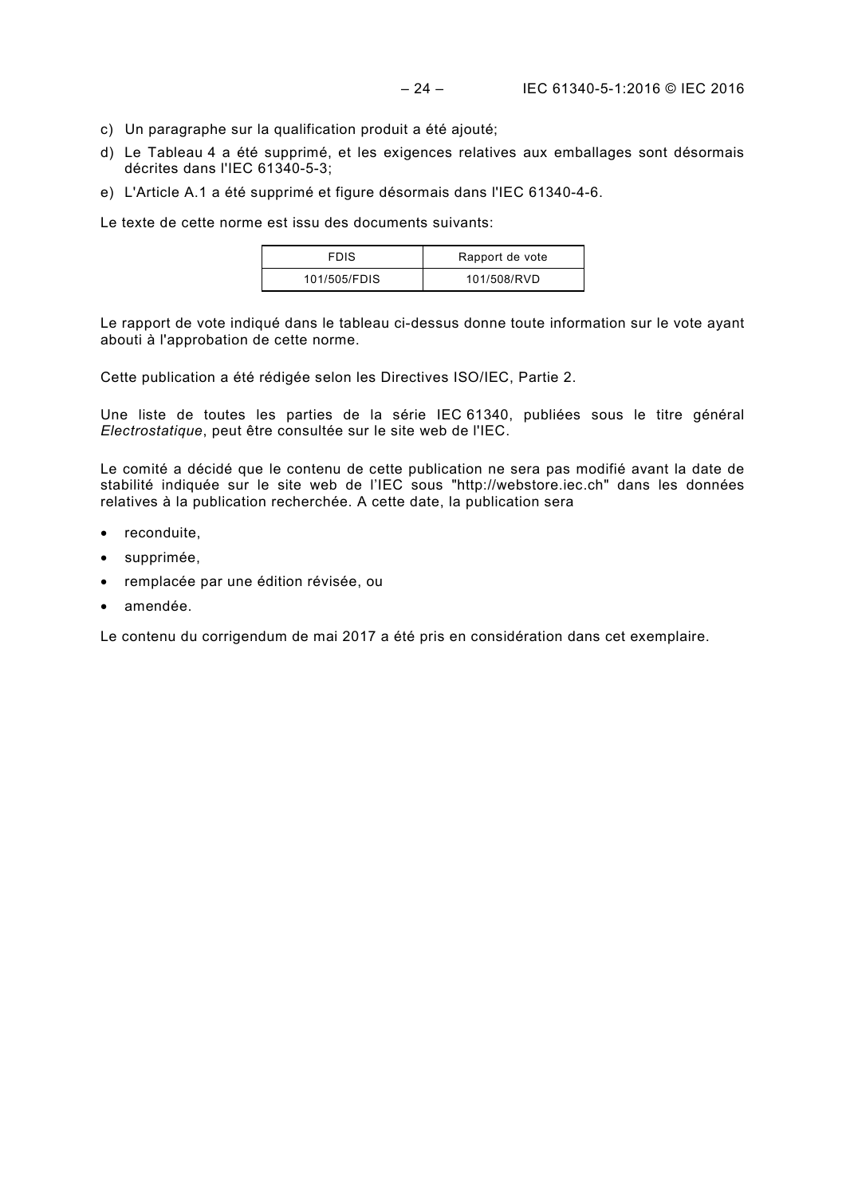c) Un paragraphe sur la qualification produit a été ajouté;

d) Le Tableau 4 a été supprimé, et les exigences relatives aux emballages sont désormais décrites dans l'IEC 61340-5-3;

e) L'Article A.1 a été supprimé et figure désormais dans l'IEC 61340-4-6.

Le texte de cette norme est issu des documents suivants:

| FDIS | Rapport de vote |
|---|---|
| 101/505/FDIS | 101/508/RVD |

Le rapport de vote indiqué dans le tableau ci-dessus donne toute information sur le vote ayant abouti à l'approbation de cette norme.

Cette publication a été rédigée selon les Directives ISO/IEC, Partie 2.

Une liste de toutes les parties de la série IEC 61340, publiées sous le titre général *Electrostatique*, peut être consultée sur le site web de l'IEC.

Le comité a décidé que le contenu de cette publication ne sera pas modifié avant la date de stabilité indiquée sur le site web de l'IEC sous "http://webstore.iec.ch" dans les données relatives à la publication recherchée. A cette date, la publication sera

- reconduite,
- supprimée,
- remplacée par une édition révisée, ou
- amendée.

Le contenu du corrigendum de mai 2017 a été pris en considération dans cet exemplaire.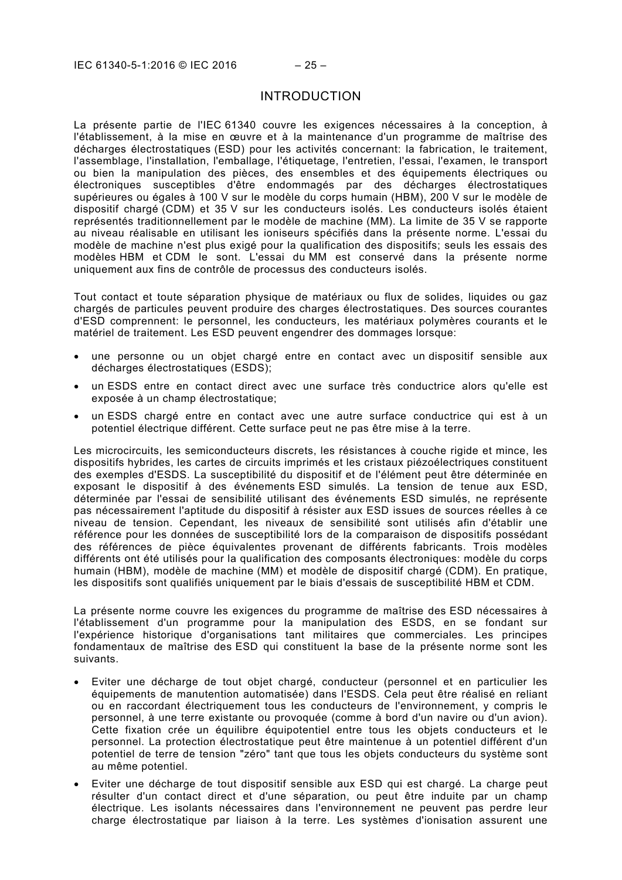# INTRODUCTION

La présente partie de l'IEC 61340 couvre les exigences nécessaires à la conception, à l'établissement, à la mise en œuvre et à la maintenance d'un programme de maîtrise des décharges électrostatiques (ESD) pour les activités concernant: la fabrication, le traitement, l'assemblage, l'installation, l'emballage, l'étiquetage, l'entretien, l'essai, l'examen, le transport ou bien la manipulation des pièces, des ensembles et des équipements électriques ou électroniques susceptibles d'être endommagés par des décharges électrostatiques supérieures ou égales à 100 V sur le modèle du corps humain (HBM), 200 V sur le modèle de dispositif chargé (CDM) et 35 V sur les conducteurs isolés. Les conducteurs isolés étaient représentés traditionnellement par le modèle de machine (MM). La limite de 35 V se rapporte au niveau réalisable en utilisant les ioniseurs spécifiés dans la présente norme. L'essai du modèle de machine n'est plus exigé pour la qualification des dispositifs; seuls les essais des modèles HBM et CDM le sont. L'essai du MM est conservé dans la présente norme uniquement aux fins de contrôle de processus des conducteurs isolés.

Tout contact et toute séparation physique de matériaux ou flux de solides, liquides ou gaz chargés de particules peuvent produire des charges électrostatiques. Des sources courantes d'ESD comprennent: le personnel, les conducteurs, les matériaux polymères courants et le matériel de traitement. Les ESD peuvent engendrer des dommages lorsque:

- une personne ou un objet chargé entre en contact avec un dispositif sensible aux décharges électrostatiques (ESDS);
- un ESDS entre en contact direct avec une surface très conductrice alors qu'elle est exposée à un champ électrostatique;
- un ESDS chargé entre en contact avec une autre surface conductrice qui est à un potentiel électrique différent. Cette surface peut ne pas être mise à la terre.

Les microcircuits, les semiconducteurs discrets, les résistances à couche rigide et mince, les dispositifs hybrides, les cartes de circuits imprimés et les cristaux piézoélectriques constituent des exemples d'ESDS. La susceptibilité du dispositif et de l'élément peut être déterminée en exposant le dispositif à des événements ESD simulés. La tension de tenue aux ESD, déterminée par l'essai de sensibilité utilisant des événements ESD simulés, ne représente pas nécessairement l'aptitude du dispositif à résister aux ESD issues de sources réelles à ce niveau de tension. Cependant, les niveaux de sensibilité sont utilisés afin d'établir une référence pour les données de susceptibilité lors de la comparaison de dispositifs possédant des références de pièce équivalentes provenant de différents fabricants. Trois modèles différents ont été utilisés pour la qualification des composants électroniques: modèle du corps humain (HBM), modèle de machine (MM) et modèle de dispositif chargé (CDM). En pratique, les dispositifs sont qualifiés uniquement par le biais d'essais de susceptibilité HBM et CDM.

La présente norme couvre les exigences du programme de maîtrise des ESD nécessaires à l'établissement d'un programme pour la manipulation des ESDS, en se fondant sur l'expérience historique d'organisations tant militaires que commerciales. Les principes fondamentaux de maîtrise des ESD qui constituent la base de la présente norme sont les suivants.

- Eviter une décharge de tout objet chargé, conducteur (personnel et en particulier les équipements de manutention automatisée) dans l'ESDS. Cela peut être réalisé en reliant ou en raccordant électriquement tous les conducteurs de l'environnement, y compris le personnel, à une terre existante ou provoquée (comme à bord d'un navire ou d'un avion). Cette fixation crée un équilibre équipotentiel entre tous les objets conducteurs et le personnel. La protection électrostatique peut être maintenue à un potentiel différent d'un potentiel de terre de tension "zéro" tant que tous les objets conducteurs du système sont au même potentiel.
- Eviter une décharge de tout dispositif sensible aux ESD qui est chargé. La charge peut résulter d'un contact direct et d'une séparation, ou peut être induite par un champ électrique. Les isolants nécessaires dans l'environnement ne peuvent pas perdre leur charge électrostatique par liaison à la terre. Les systèmes d'ionisation assurent une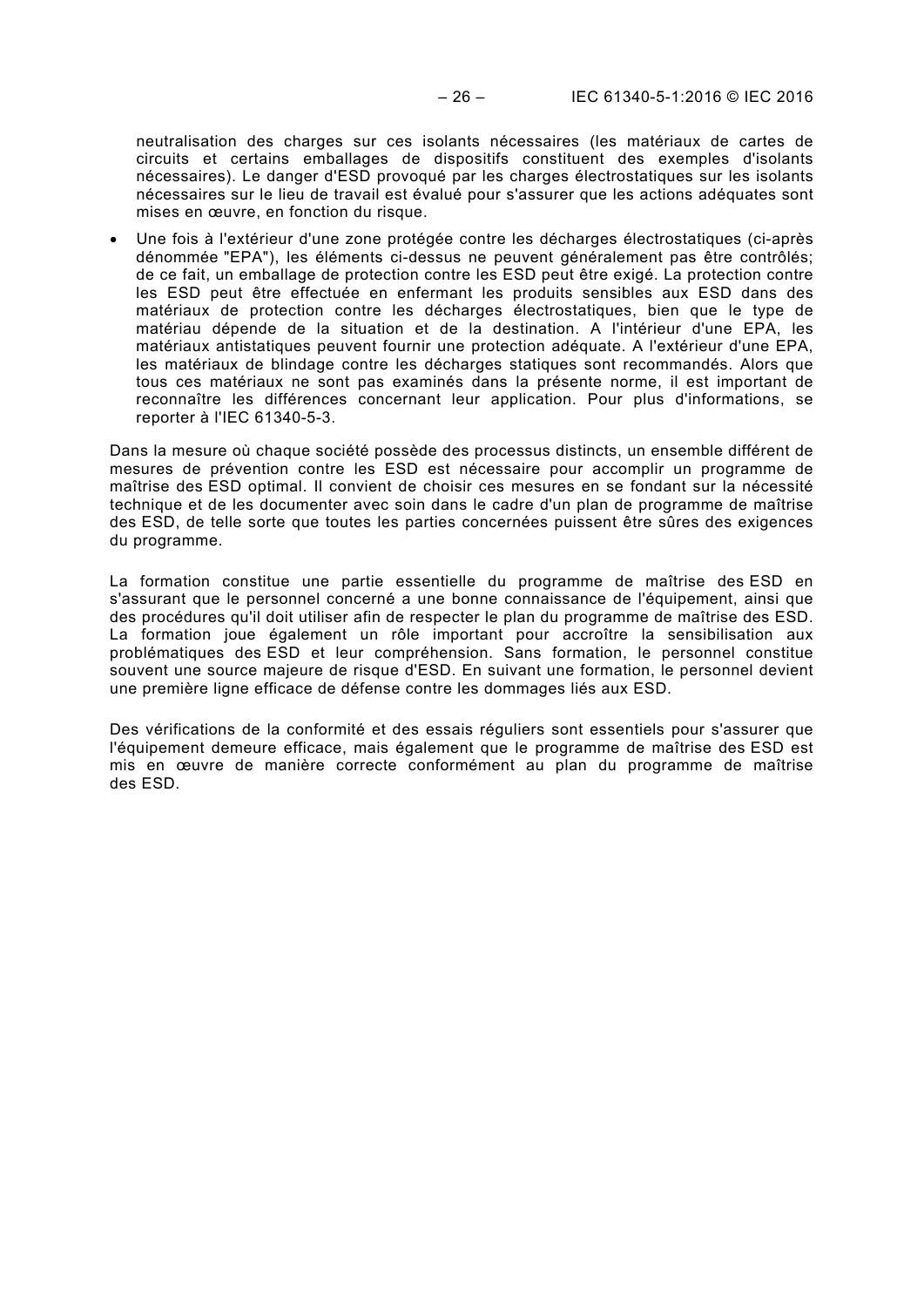neutralisation des charges sur ces isolants nécessaires (les matériaux de cartes de circuits et certains emballages de dispositifs constituent des exemples d'isolants nécessaires). Le danger d'ESD provoqué par les charges électrostatiques sur les isolants nécessaires sur le lieu de travail est évalué pour s'assurer que les actions adéquates sont mises en œuvre, en fonction du risque.

- Une fois à l'extérieur d'une zone protégée contre les décharges électrostatiques (ci-après dénommée "EPA"), les éléments ci-dessus ne peuvent généralement pas être contrôlés; de ce fait, un emballage de protection contre les ESD peut être exigé. La protection contre les ESD peut être effectuée en enfermant les produits sensibles aux ESD dans des matériaux de protection contre les décharges électrostatiques, bien que le type de matériau dépende de la situation et de la destination. A l'intérieur d'une EPA, les matériaux antistatiques peuvent fournir une protection adéquate. A l'extérieur d'une EPA, les matériaux de blindage contre les décharges statiques sont recommandés. Alors que tous ces matériaux ne sont pas examinés dans la présente norme, il est important de reconnaître les différences concernant leur application. Pour plus d'informations, se reporter à l'IEC 61340-5-3.

Dans la mesure où chaque société possède des processus distincts, un ensemble différent de mesures de prévention contre les ESD est nécessaire pour accomplir un programme de maîtrise des ESD optimal. Il convient de choisir ces mesures en se fondant sur la nécessité technique et de les documenter avec soin dans le cadre d'un plan de programme de maîtrise des ESD, de telle sorte que toutes les parties concernées puissent être sûres des exigences du programme.

La formation constitue une partie essentielle du programme de maîtrise des ESD en s'assurant que le personnel concerné a une bonne connaissance de l'équipement, ainsi que des procédures qu'il doit utiliser afin de respecter le plan du programme de maîtrise des ESD. La formation joue également un rôle important pour accroître la sensibilisation aux problématiques des ESD et leur compréhension. Sans formation, le personnel constitue souvent une source majeure de risque d'ESD. En suivant une formation, le personnel devient une première ligne efficace de défense contre les dommages liés aux ESD.

Des vérifications de la conformité et des essais réguliers sont essentiels pour s'assurer que l'équipement demeure efficace, mais également que le programme de maîtrise des ESD est mis en œuvre de manière correcte conformément au plan du programme de maîtrise des ESD.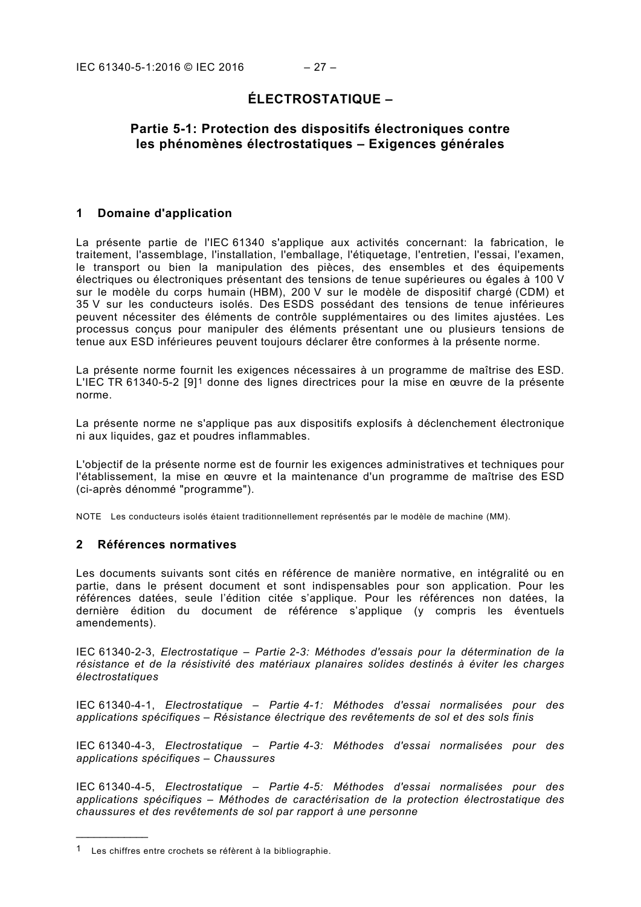# ÉLECTROSTATIQUE –

## Partie 5-1: Protection des dispositifs électroniques contre les phénomènes électrostatiques – Exigences générales

### 1 Domaine d'application

La présente partie de l'IEC 61340 s'applique aux activités concernant: la fabrication, le traitement, l'assemblage, l'installation, l'emballage, l'étiquetage, l'entretien, l'essai, l'examen, le transport ou bien la manipulation des pièces, des ensembles et des équipements électriques ou électroniques présentant des tensions de tenue supérieures ou égales à 100 V sur le modèle du corps humain (HBM), 200 V sur le modèle de dispositif chargé (CDM) et 35 V sur les conducteurs isolés. Des ESDS possédant des tensions de tenue inférieures peuvent nécessiter des éléments de contrôle supplémentaires ou des limites ajustées. Les processus conçus pour manipuler des éléments présentant une ou plusieurs tensions de tenue aux ESD inférieures peuvent toujours déclarer être conformes à la présente norme.

La présente norme fournit les exigences nécessaires à un programme de maîtrise des ESD. L'IEC TR 61340-5-2 [9][1] donne des lignes directrices pour la mise en œuvre de la présente norme.

La présente norme ne s'applique pas aux dispositifs explosifs à déclenchement électronique ni aux liquides, gaz et poudres inflammables.

L'objectif de la présente norme est de fournir les exigences administratives et techniques pour l'établissement, la mise en œuvre et la maintenance d'un programme de maîtrise des ESD (ci-après dénommé "programme").

NOTE Les conducteurs isolés étaient traditionnellement représentés par le modèle de machine (MM).

### 2 Références normatives

Les documents suivants sont cités en référence de manière normative, en intégralité ou en partie, dans le présent document et sont indispensables pour son application. Pour les références datées, seule l'édition citée s'applique. Pour les références non datées, la dernière édition du document de référence s'applique (y compris les éventuels amendements).

IEC 61340-2-3, *Electrostatique – Partie 2-3: Méthodes d'essais pour la détermination de la résistance et de la résistivité des matériaux planaires solides destinés à éviter les charges électrostatiques*

IEC 61340-4-1, *Electrostatique – Partie 4-1: Méthodes d'essai normalisées pour des applications spécifiques – Résistance électrique des revêtements de sol et des sols finis*

IEC 61340-4-3, *Electrostatique – Partie 4-3: Méthodes d'essai normalisées pour des applications spécifiques – Chaussures*

IEC 61340-4-5, *Electrostatique – Partie 4-5: Méthodes d'essai normalisées pour des applications spécifiques – Méthodes de caractérisation de la protection électrostatique des chaussures et des revêtements de sol par rapport à une personne*

---

[1] Les chiffres entre crochets se réfèrent à la bibliographie.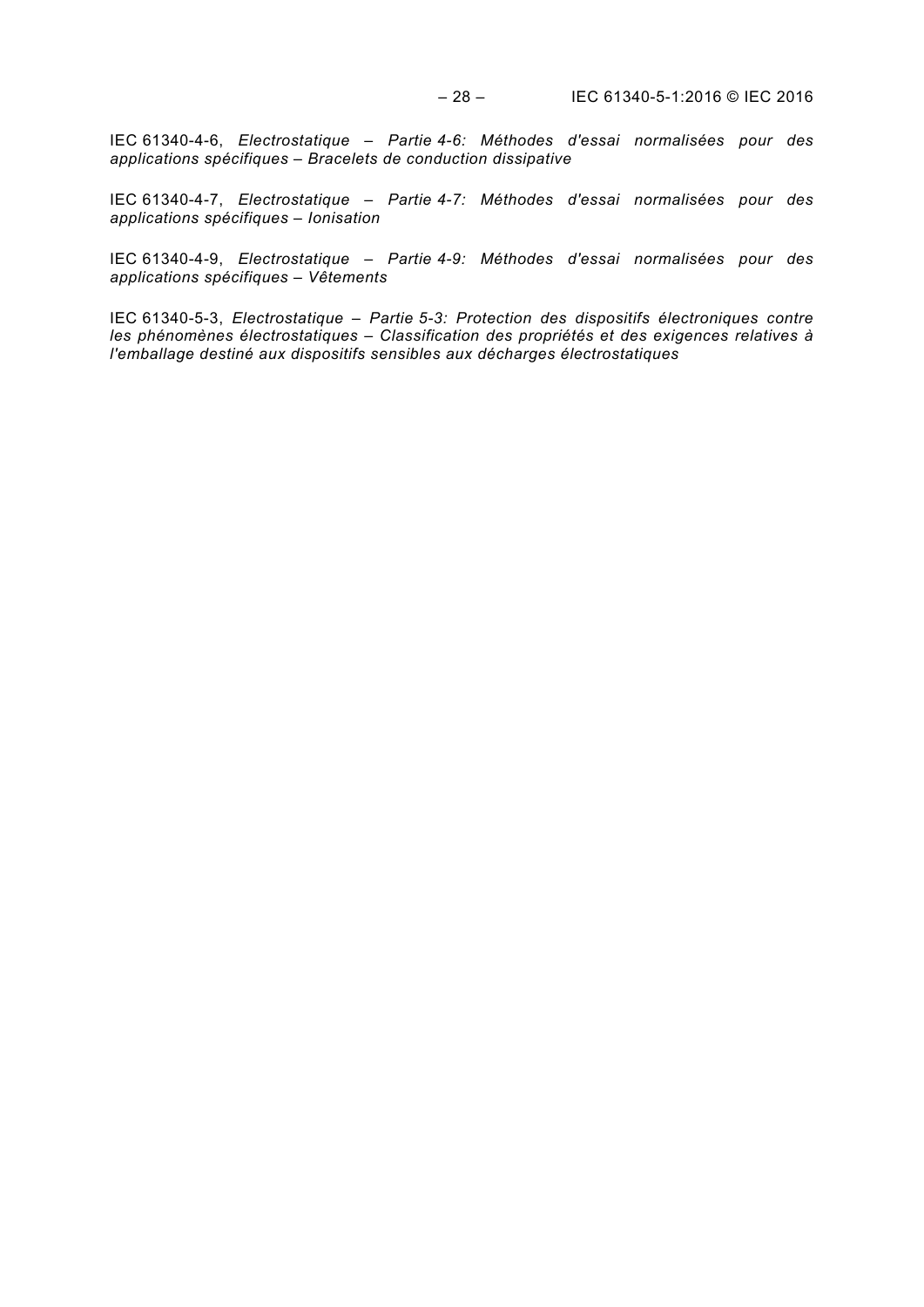IEC 61340-4-6, *Electrostatique – Partie 4-6: Méthodes d'essai normalisées pour des applications spécifiques – Bracelets de conduction dissipative*

IEC 61340-4-7, *Electrostatique – Partie 4-7: Méthodes d'essai normalisées pour des applications spécifiques – Ionisation*

IEC 61340-4-9, *Electrostatique – Partie 4-9: Méthodes d'essai normalisées pour des applications spécifiques – Vêtements*

IEC 61340-5-3, *Electrostatique – Partie 5-3: Protection des dispositifs électroniques contre les phénomènes électrostatiques – Classification des propriétés et des exigences relatives à l'emballage destiné aux dispositifs sensibles aux décharges électrostatiques*